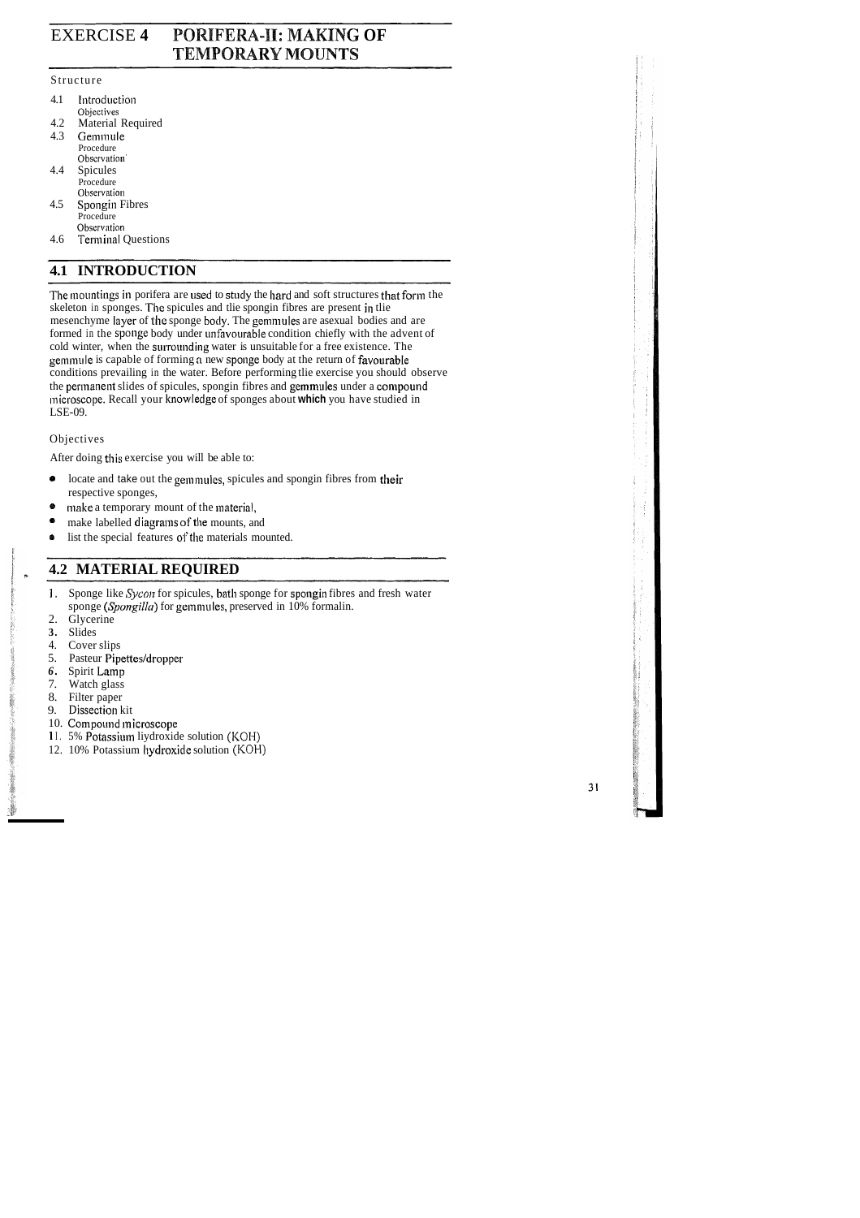# EXERCISE 4 PORIFERA-II: MAKING OF TEMPORARY MOUNTS

Structure

4.1 Introduction
 Objectives
4.2 Material Required
4.3 Gemmule
 Procedure
 Observation
4.4 Spicules
 Procedure
 Observation
4.5 Spongin Fibres
 Procedure
 Observation
4.6 Terminal Questions

## 4.1 INTRODUCTION

The mountings in porifera are used to study the hard and soft structures that form the skeleton in sponges. The spicules and tlie spongin fibres are present in tlie mesenchyme layer of the sponge body. The gemmules are asexual bodies and are formed in the sponge body under unfavourable condition chiefly with the advent of cold winter, when the surrounding water is unsuitable for a free existence. The gemmule is capable of forming a new sponge body at the return of favourable conditions prevailing in the water. Before performing tlie exercise you should observe the permanent slides of spicules, spongin fibres and gemmules under a compound microscope. Recall your knowledge of sponges about **which** you have studied in LSE-09.

### Objectives

After doing this exercise you will be able to:

- locate and take out the gemmules, spicules and spongin fibres from their respective sponges,
- make a temporary mount of the material,
- make labelled diagrams of the mounts, and
- list the special features of the materials mounted.

## 4.2 MATERIAL REQUIRED

1. Sponge like *Sycon* for spicules, bath sponge for spongin fibres and fresh water sponge (*Spongilla*) for gemmules, preserved in 10% formalin.
2. Glycerine
3. Slides
4. Cover slips
5. Pasteur Pipettes/dropper
6. Spirit Lamp
7. Watch glass
8. Filter paper
9. Dissection kit
10. Compound microscope
11. 5% Potassium liydroxide solution (KOH)
12. 10% Potassium hydroxide solution (KOH)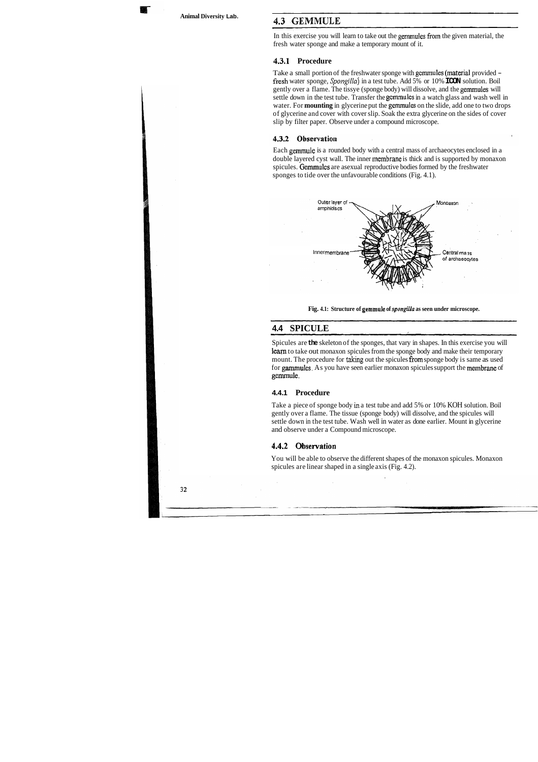## 4.3 GEMMULE

In this exercise you will learn to take out the gemmules from the given material, the fresh water sponge and make a temporary mount of it.

### 4.3.1 Procedure

Take a small portion of the freshwater sponge with gemmules (material provided - fresh water sponge, *Spongilla*) in a test tube. Add 5% or 10% KOH solution. Boil gently over a flame. The tissye (sponge body) will dissolve, and the gemmules will settle down in the test tube. Transfer the gemmules in a watch glass and wash well in water. For **mounting** in glycerine put the gemmules on the slide, add one to two drops of glycerine and cover with cover slip. Soak the extra glycerine on the sides of cover slip by filter paper. Observe under a compound microscope.

### 4.3.2 Observation

Each gemmule is a rounded body with a central mass of archaeocytes enclosed in a double layered cyst wall. The inner membrane is thick and is supported by monaxon spicules. Gemmules are asexual reproductive bodies formed by the freshwater sponges to tide over the unfavourable conditions (Fig. 4.1).

Outer layer of amphidiscs | Monoaxon | Innermembrane | Central mass of archaeocytes

**Fig. 4.1: Structure of gemmule of *spongilla* as seen under microscope.**

## 4.4 SPICULE

Spicules are the skeleton of the sponges, that vary in shapes. In this exercise you will learn to take out monaxon spicules from the sponge body and make their temporary mount. The procedure for taking out the spicules from sponge body is same as used for gammules. As you have seen earlier monaxon spicules support the membrane of gemmule.

### 4.4.1 Procedure

Take a piece of sponge body in a test tube and add 5% or 10% KOH solution. Boil gently over a flame. The tissue (sponge body) will dissolve, and the spicules will settle down in the test tube. Wash well in water as done earlier. Mount in glycerine and observe under a Compound microscope.

### 4.4.2 Observation

You will be able to observe the different shapes of the monaxon spicules. Monaxon spicules are linear shaped in a single axis (Fig. 4.2).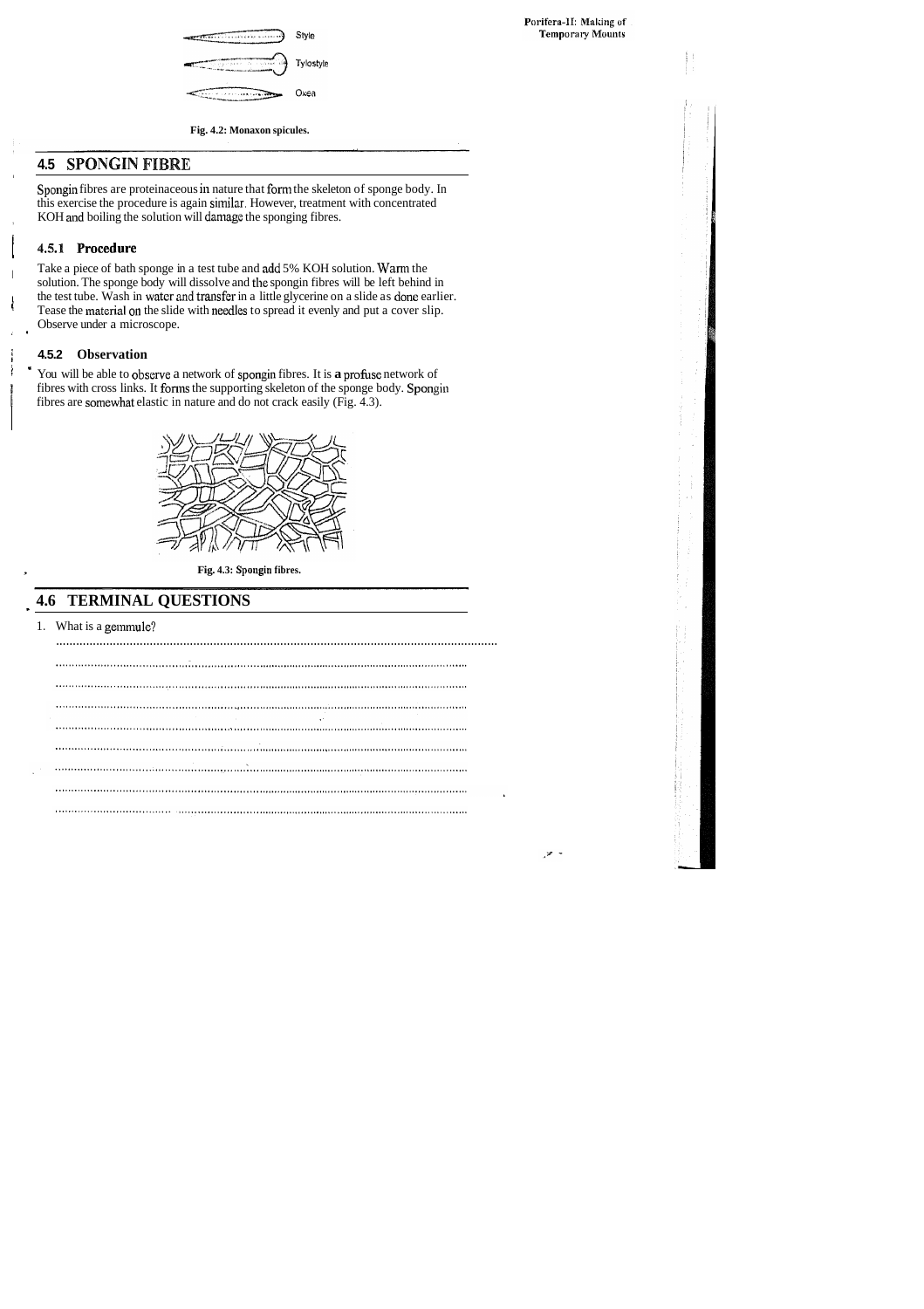Fig. 4.2: Monaxon spicules.

## 4.5 SPONGIN FIBRE

Spongin fibres are proteinaceous in nature that form the skeleton of sponge body. In this exercise the procedure is again similar. However, treatment with concentrated KOH and boiling the solution will damage the sponging fibres.

### 4.5.1 Procedure

Take a piece of bath sponge in a test tube and add 5% KOH solution. Warm the solution. The sponge body will dissolve and the spongin fibres will be left behind in the test tube. Wash in water and transfer in a little glycerine on a slide as done earlier. Tease the material on the slide with needles to spread it evenly and put a cover slip. Observe under a microscope.

### 4.5.2 Observation

You will be able to observe a network of spongin fibres. It is a profuse network of fibres with cross links. It forms the supporting skeleton of the sponge body. Spongin fibres are somewhat elastic in nature and do not crack easily (Fig. 4.3).

Fig. 4.3: Spongin fibres.

## 4.6 TERMINAL QUESTIONS

1. What is a gemmule?

..........................................................................................................................

..........................................................................................................................

..........................................................................................................................

..........................................................................................................................

..........................................................................................................................

..........................................................................................................................

..........................................................................................................................

..........................................................................................................................

..........................................................................................................................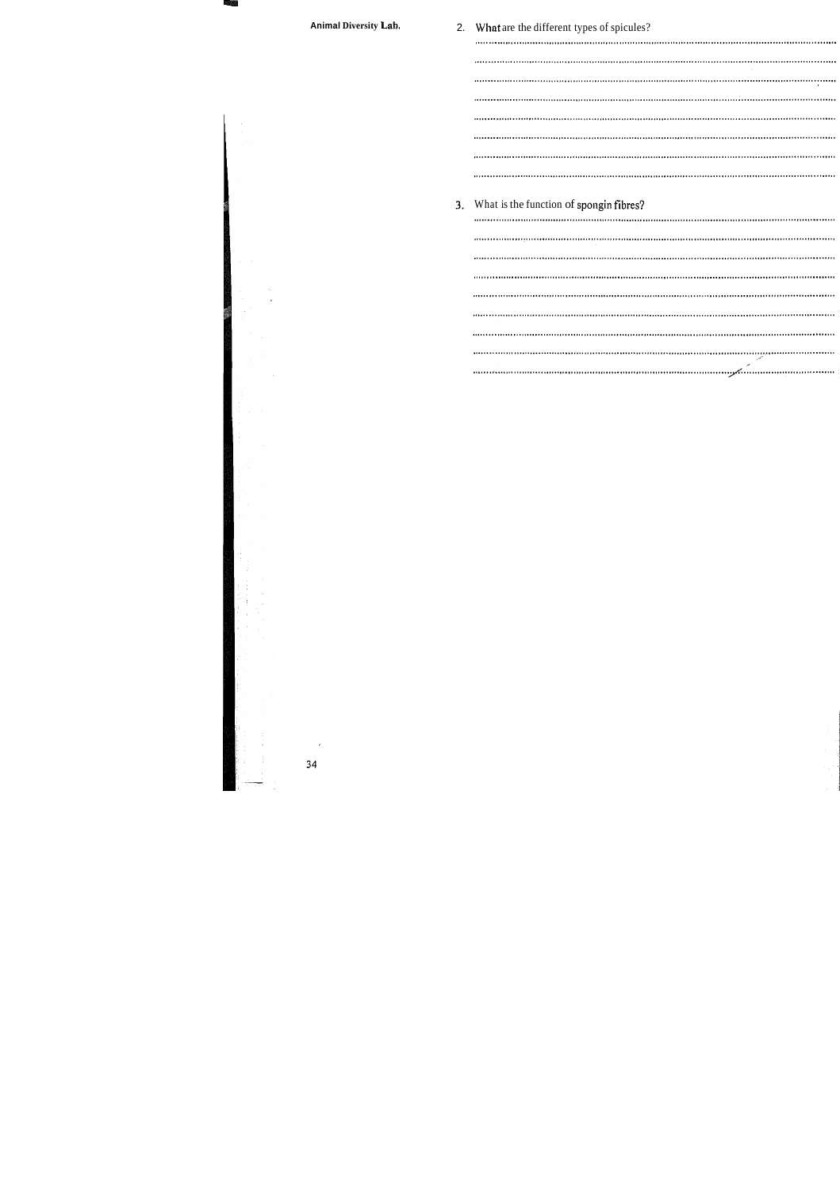2. What are the different types of spicules?

3. What is the function of spongin fibres?